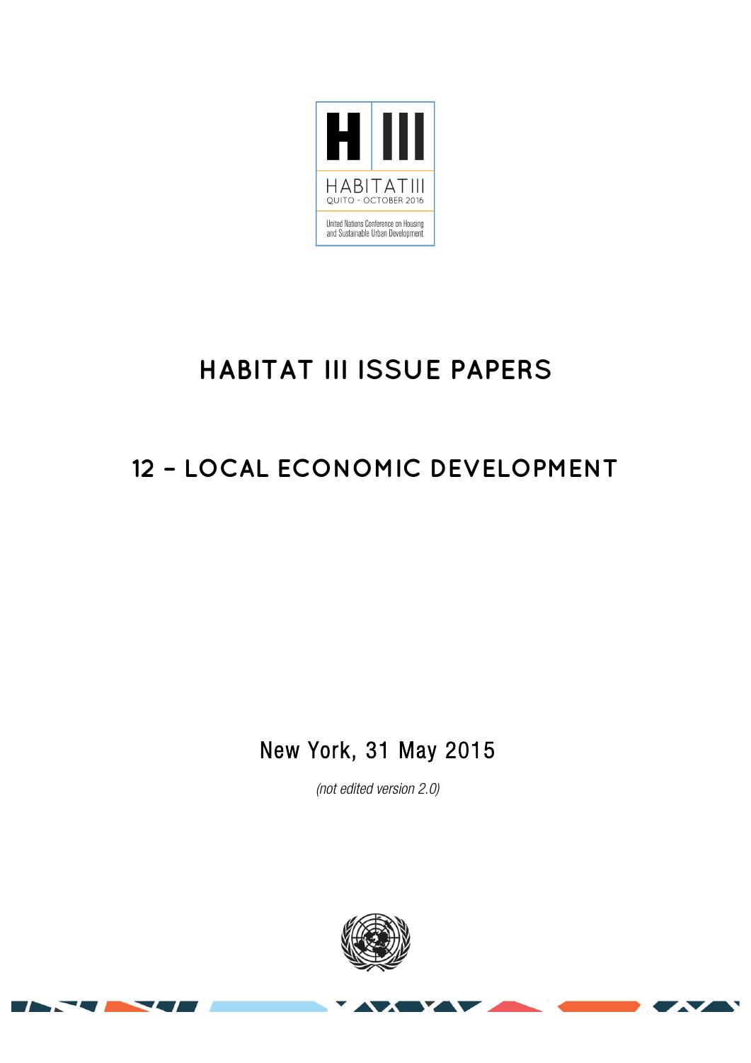H III

HABITAT III

QUITO - OCTOBER 2016

United Nations Conference on Housing and Sustainable Urban Development

# HABITAT III ISSUE PAPERS

## 12 – LOCAL ECONOMIC DEVELOPMENT

New York, 31 May 2015

*(not edited version 2.0)*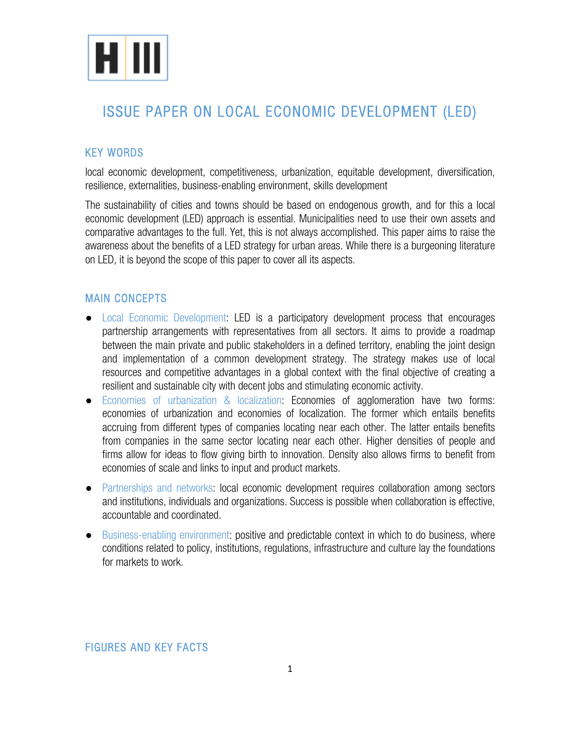# ISSUE PAPER ON LOCAL ECONOMIC DEVELOPMENT (LED)

## KEY WORDS

local economic development, competitiveness, urbanization, equitable development, diversification, resilience, externalities, business-enabling environment, skills development

The sustainability of cities and towns should be based on endogenous growth, and for this a local economic development (LED) approach is essential. Municipalities need to use their own assets and comparative advantages to the full. Yet, this is not always accomplished. This paper aims to raise the awareness about the benefits of a LED strategy for urban areas. While there is a burgeoning literature on LED, it is beyond the scope of this paper to cover all its aspects.

## MAIN CONCEPTS

- Local Economic Development: LED is a participatory development process that encourages partnership arrangements with representatives from all sectors. It aims to provide a roadmap between the main private and public stakeholders in a defined territory, enabling the joint design and implementation of a common development strategy. The strategy makes use of local resources and competitive advantages in a global context with the final objective of creating a resilient and sustainable city with decent jobs and stimulating economic activity.
- Economies of urbanization & localization: Economies of agglomeration have two forms: economies of urbanization and economies of localization. The former which entails benefits accruing from different types of companies locating near each other. The latter entails benefits from companies in the same sector locating near each other. Higher densities of people and firms allow for ideas to flow giving birth to innovation. Density also allows firms to benefit from economies of scale and links to input and product markets.
- Partnerships and networks: local economic development requires collaboration among sectors and institutions, individuals and organizations. Success is possible when collaboration is effective, accountable and coordinated.
- Business-enabling environment: positive and predictable context in which to do business, where conditions related to policy, institutions, regulations, infrastructure and culture lay the foundations for markets to work.

## FIGURES AND KEY FACTS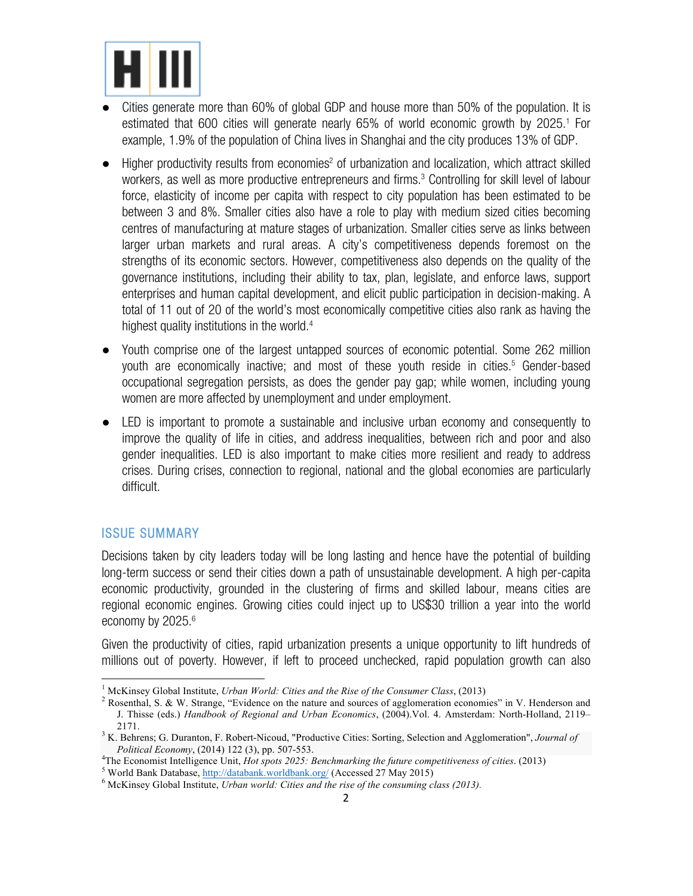- Cities generate more than 60% of global GDP and house more than 50% of the population. It is estimated that 600 cities will generate nearly 65% of world economic growth by 2025.[1] For example, 1.9% of the population of China lives in Shanghai and the city produces 13% of GDP.

- Higher productivity results from economies[2] of urbanization and localization, which attract skilled workers, as well as more productive entrepreneurs and firms.[3] Controlling for skill level of labour force, elasticity of income per capita with respect to city population has been estimated to be between 3 and 8%. Smaller cities also have a role to play with medium sized cities becoming centres of manufacturing at mature stages of urbanization. Smaller cities serve as links between larger urban markets and rural areas. A city's competitiveness depends foremost on the strengths of its economic sectors. However, competitiveness also depends on the quality of the governance institutions, including their ability to tax, plan, legislate, and enforce laws, support enterprises and human capital development, and elicit public participation in decision-making. A total of 11 out of 20 of the world's most economically competitive cities also rank as having the highest quality institutions in the world.[4]

- Youth comprise one of the largest untapped sources of economic potential. Some 262 million youth are economically inactive; and most of these youth reside in cities.[5] Gender-based occupational segregation persists, as does the gender pay gap; while women, including young women are more affected by unemployment and under employment.

- LED is important to promote a sustainable and inclusive urban economy and consequently to improve the quality of life in cities, and address inequalities, between rich and poor and also gender inequalities. LED is also important to make cities more resilient and ready to address crises. During crises, connection to regional, national and the global economies are particularly difficult.

## ISSUE SUMMARY

Decisions taken by city leaders today will be long lasting and hence have the potential of building long-term success or send their cities down a path of unsustainable development. A high per-capita economic productivity, grounded in the clustering of firms and skilled labour, means cities are regional economic engines. Growing cities could inject up to US$30 trillion a year into the world economy by 2025.[6]

Given the productivity of cities, rapid urbanization presents a unique opportunity to lift hundreds of millions out of poverty. However, if left to proceed unchecked, rapid population growth can also

---

[1] McKinsey Global Institute, *Urban World: Cities and the Rise of the Consumer Class*, (2013)

[2] Rosenthal, S. & W. Strange, "Evidence on the nature and sources of agglomeration economies" in V. Henderson and J. Thisse (eds.) *Handbook of Regional and Urban Economics*, (2004).Vol. 4. Amsterdam: North-Holland, 2119–2171.

[3] K. Behrens; G. Duranton, F. Robert-Nicoud, "Productive Cities: Sorting, Selection and Agglomeration", *Journal of Political Economy*, (2014) 122 (3), pp. 507-553.

[4] The Economist Intelligence Unit, *Hot spots 2025: Benchmarking the future competitiveness of cities*. (2013)

[5] World Bank Database, http://databank.worldbank.org/ (Accessed 27 May 2015)

[6] McKinsey Global Institute, *Urban world: Cities and the rise of the consuming class (2013).*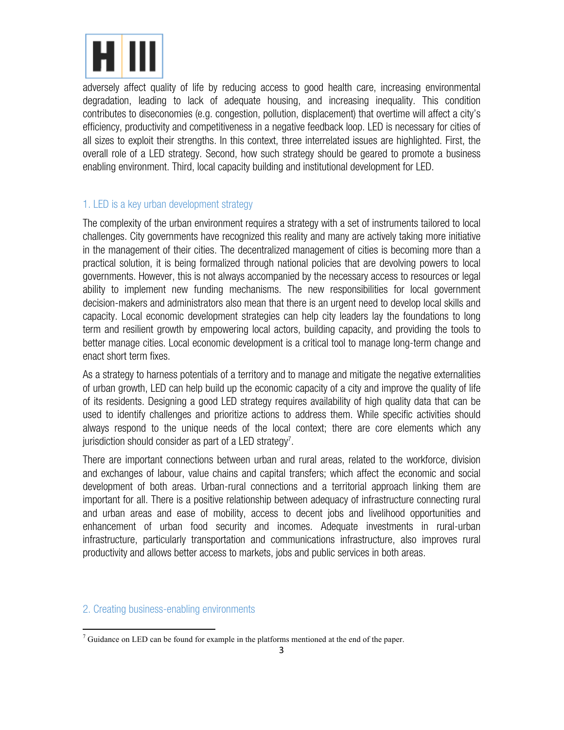adversely affect quality of life by reducing access to good health care, increasing environmental degradation, leading to lack of adequate housing, and increasing inequality. This condition contributes to diseconomies (e.g. congestion, pollution, displacement) that overtime will affect a city's efficiency, productivity and competitiveness in a negative feedback loop. LED is necessary for cities of all sizes to exploit their strengths. In this context, three interrelated issues are highlighted. First, the overall role of a LED strategy. Second, how such strategy should be geared to promote a business enabling environment. Third, local capacity building and institutional development for LED.

## 1. LED is a key urban development strategy

The complexity of the urban environment requires a strategy with a set of instruments tailored to local challenges. City governments have recognized this reality and many are actively taking more initiative in the management of their cities. The decentralized management of cities is becoming more than a practical solution, it is being formalized through national policies that are devolving powers to local governments. However, this is not always accompanied by the necessary access to resources or legal ability to implement new funding mechanisms. The new responsibilities for local government decision-makers and administrators also mean that there is an urgent need to develop local skills and capacity. Local economic development strategies can help city leaders lay the foundations to long term and resilient growth by empowering local actors, building capacity, and providing the tools to better manage cities. Local economic development is a critical tool to manage long-term change and enact short term fixes.

As a strategy to harness potentials of a territory and to manage and mitigate the negative externalities of urban growth, LED can help build up the economic capacity of a city and improve the quality of life of its residents. Designing a good LED strategy requires availability of high quality data that can be used to identify challenges and prioritize actions to address them. While specific activities should always respond to the unique needs of the local context; there are core elements which any jurisdiction should consider as part of a LED strategy[7].

There are important connections between urban and rural areas, related to the workforce, division and exchanges of labour, value chains and capital transfers; which affect the economic and social development of both areas. Urban-rural connections and a territorial approach linking them are important for all. There is a positive relationship between adequacy of infrastructure connecting rural and urban areas and ease of mobility, access to decent jobs and livelihood opportunities and enhancement of urban food security and incomes. Adequate investments in rural-urban infrastructure, particularly transportation and communications infrastructure, also improves rural productivity and allows better access to markets, jobs and public services in both areas.

## 2. Creating business-enabling environments

[7] Guidance on LED can be found for example in the platforms mentioned at the end of the paper.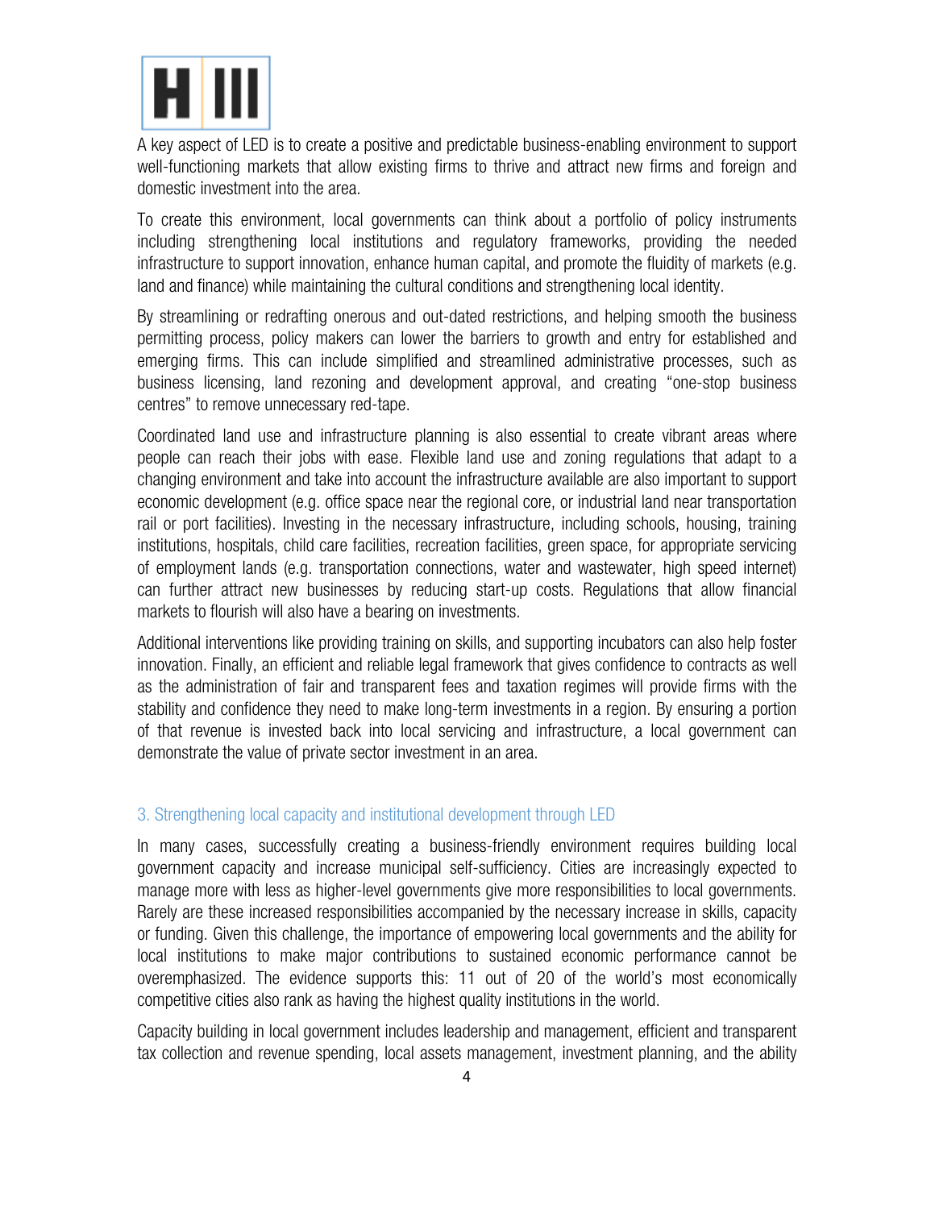A key aspect of LED is to create a positive and predictable business-enabling environment to support well-functioning markets that allow existing firms to thrive and attract new firms and foreign and domestic investment into the area.

To create this environment, local governments can think about a portfolio of policy instruments including strengthening local institutions and regulatory frameworks, providing the needed infrastructure to support innovation, enhance human capital, and promote the fluidity of markets (e.g. land and finance) while maintaining the cultural conditions and strengthening local identity.

By streamlining or redrafting onerous and out-dated restrictions, and helping smooth the business permitting process, policy makers can lower the barriers to growth and entry for established and emerging firms. This can include simplified and streamlined administrative processes, such as business licensing, land rezoning and development approval, and creating "one-stop business centres" to remove unnecessary red-tape.

Coordinated land use and infrastructure planning is also essential to create vibrant areas where people can reach their jobs with ease. Flexible land use and zoning regulations that adapt to a changing environment and take into account the infrastructure available are also important to support economic development (e.g. office space near the regional core, or industrial land near transportation rail or port facilities). Investing in the necessary infrastructure, including schools, housing, training institutions, hospitals, child care facilities, recreation facilities, green space, for appropriate servicing of employment lands (e.g. transportation connections, water and wastewater, high speed internet) can further attract new businesses by reducing start-up costs. Regulations that allow financial markets to flourish will also have a bearing on investments.

Additional interventions like providing training on skills, and supporting incubators can also help foster innovation. Finally, an efficient and reliable legal framework that gives confidence to contracts as well as the administration of fair and transparent fees and taxation regimes will provide firms with the stability and confidence they need to make long-term investments in a region. By ensuring a portion of that revenue is invested back into local servicing and infrastructure, a local government can demonstrate the value of private sector investment in an area.

### 3. Strengthening local capacity and institutional development through LED

In many cases, successfully creating a business-friendly environment requires building local government capacity and increase municipal self-sufficiency. Cities are increasingly expected to manage more with less as higher-level governments give more responsibilities to local governments. Rarely are these increased responsibilities accompanied by the necessary increase in skills, capacity or funding. Given this challenge, the importance of empowering local governments and the ability for local institutions to make major contributions to sustained economic performance cannot be overemphasized. The evidence supports this: 11 out of 20 of the world's most economically competitive cities also rank as having the highest quality institutions in the world.

Capacity building in local government includes leadership and management, efficient and transparent tax collection and revenue spending, local assets management, investment planning, and the ability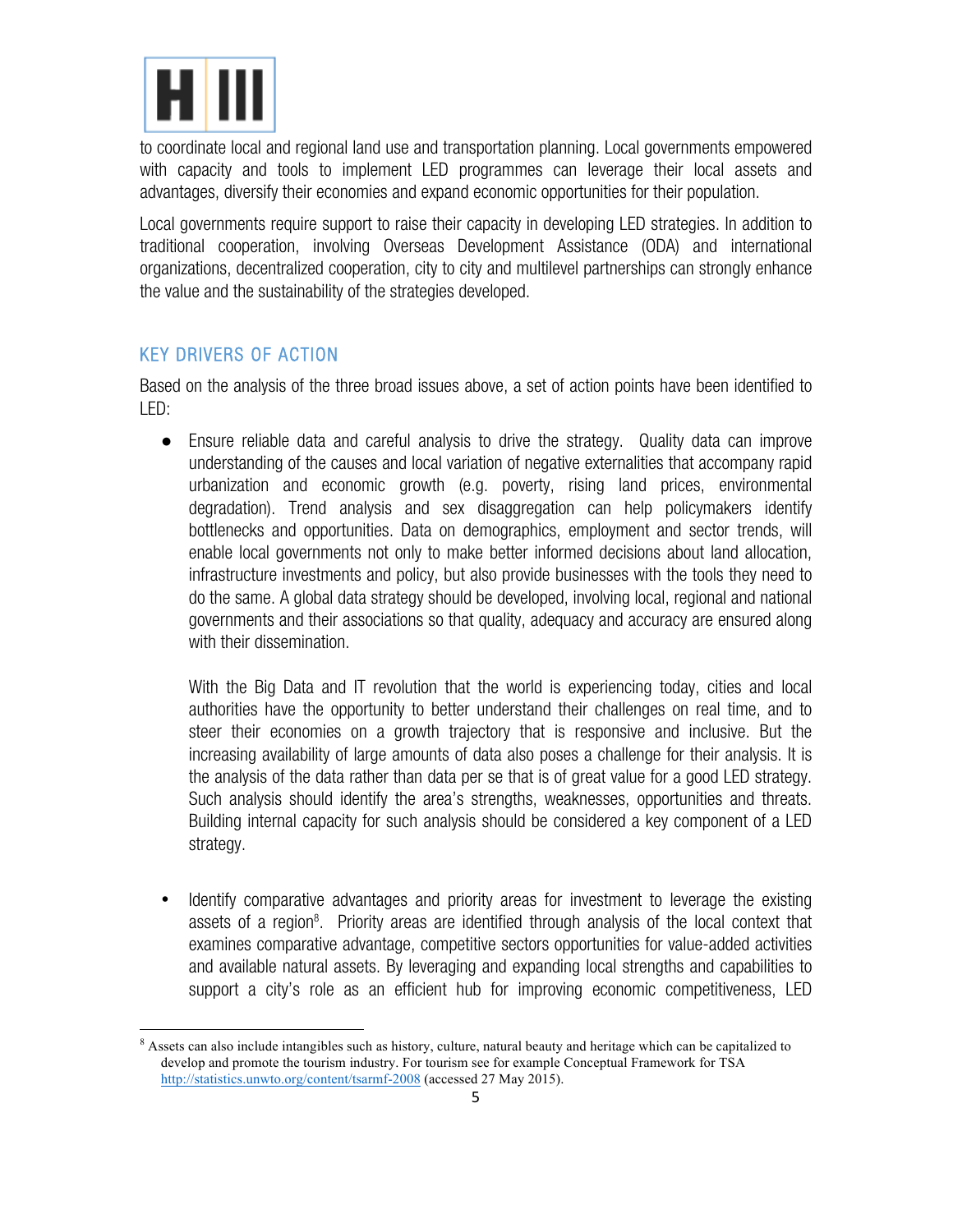to coordinate local and regional land use and transportation planning. Local governments empowered with capacity and tools to implement LED programmes can leverage their local assets and advantages, diversify their economies and expand economic opportunities for their population.

Local governments require support to raise their capacity in developing LED strategies. In addition to traditional cooperation, involving Overseas Development Assistance (ODA) and international organizations, decentralized cooperation, city to city and multilevel partnerships can strongly enhance the value and the sustainability of the strategies developed.

## KEY DRIVERS OF ACTION

Based on the analysis of the three broad issues above, a set of action points have been identified to LED:

- Ensure reliable data and careful analysis to drive the strategy. Quality data can improve understanding of the causes and local variation of negative externalities that accompany rapid urbanization and economic growth (e.g. poverty, rising land prices, environmental degradation). Trend analysis and sex disaggregation can help policymakers identify bottlenecks and opportunities. Data on demographics, employment and sector trends, will enable local governments not only to make better informed decisions about land allocation, infrastructure investments and policy, but also provide businesses with the tools they need to do the same. A global data strategy should be developed, involving local, regional and national governments and their associations so that quality, adequacy and accuracy are ensured along with their dissemination.

  With the Big Data and IT revolution that the world is experiencing today, cities and local authorities have the opportunity to better understand their challenges on real time, and to steer their economies on a growth trajectory that is responsive and inclusive. But the increasing availability of large amounts of data also poses a challenge for their analysis. It is the analysis of the data rather than data per se that is of great value for a good LED strategy. Such analysis should identify the area's strengths, weaknesses, opportunities and threats. Building internal capacity for such analysis should be considered a key component of a LED strategy.

- Identify comparative advantages and priority areas for investment to leverage the existing assets of a region[8]. Priority areas are identified through analysis of the local context that examines comparative advantage, competitive sectors opportunities for value-added activities and available natural assets. By leveraging and expanding local strengths and capabilities to support a city's role as an efficient hub for improving economic competitiveness, LED

---

[8] Assets can also include intangibles such as history, culture, natural beauty and heritage which can be capitalized to develop and promote the tourism industry. For tourism see for example Conceptual Framework for TSA http://statistics.unwto.org/content/tsarmf-2008 (accessed 27 May 2015).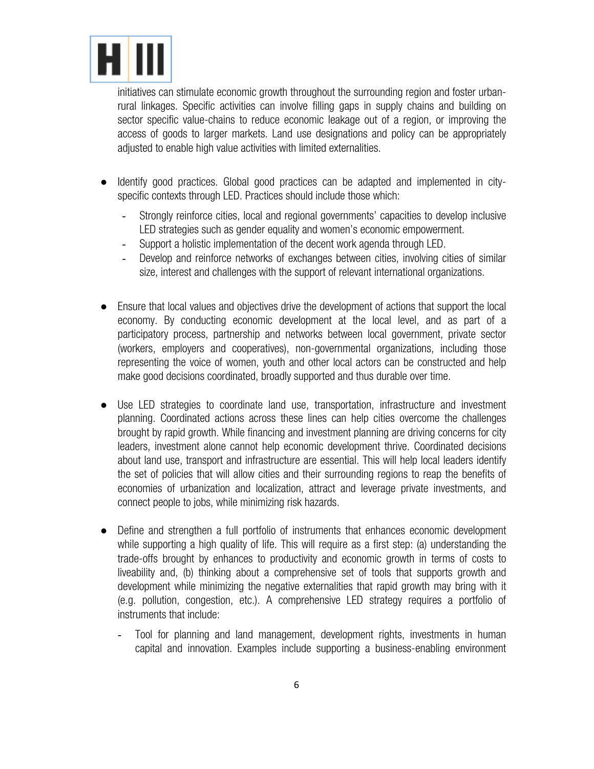initiatives can stimulate economic growth throughout the surrounding region and foster urban-rural linkages. Specific activities can involve filling gaps in supply chains and building on sector specific value-chains to reduce economic leakage out of a region, or improving the access of goods to larger markets. Land use designations and policy can be appropriately adjusted to enable high value activities with limited externalities.

- Identify good practices. Global good practices can be adapted and implemented in city-specific contexts through LED. Practices should include those which:
  - Strongly reinforce cities, local and regional governments' capacities to develop inclusive LED strategies such as gender equality and women's economic empowerment.
  - Support a holistic implementation of the decent work agenda through LED.
  - Develop and reinforce networks of exchanges between cities, involving cities of similar size, interest and challenges with the support of relevant international organizations.

- Ensure that local values and objectives drive the development of actions that support the local economy. By conducting economic development at the local level, and as part of a participatory process, partnership and networks between local government, private sector (workers, employers and cooperatives), non-governmental organizations, including those representing the voice of women, youth and other local actors can be constructed and help make good decisions coordinated, broadly supported and thus durable over time.

- Use LED strategies to coordinate land use, transportation, infrastructure and investment planning. Coordinated actions across these lines can help cities overcome the challenges brought by rapid growth. While financing and investment planning are driving concerns for city leaders, investment alone cannot help economic development thrive. Coordinated decisions about land use, transport and infrastructure are essential. This will help local leaders identify the set of policies that will allow cities and their surrounding regions to reap the benefits of economies of urbanization and localization, attract and leverage private investments, and connect people to jobs, while minimizing risk hazards.

- Define and strengthen a full portfolio of instruments that enhances economic development while supporting a high quality of life. This will require as a first step: (a) understanding the trade-offs brought by enhances to productivity and economic growth in terms of costs to liveability and, (b) thinking about a comprehensive set of tools that supports growth and development while minimizing the negative externalities that rapid growth may bring with it (e.g. pollution, congestion, etc.). A comprehensive LED strategy requires a portfolio of instruments that include:
  - Tool for planning and land management, development rights, investments in human capital and innovation. Examples include supporting a business-enabling environment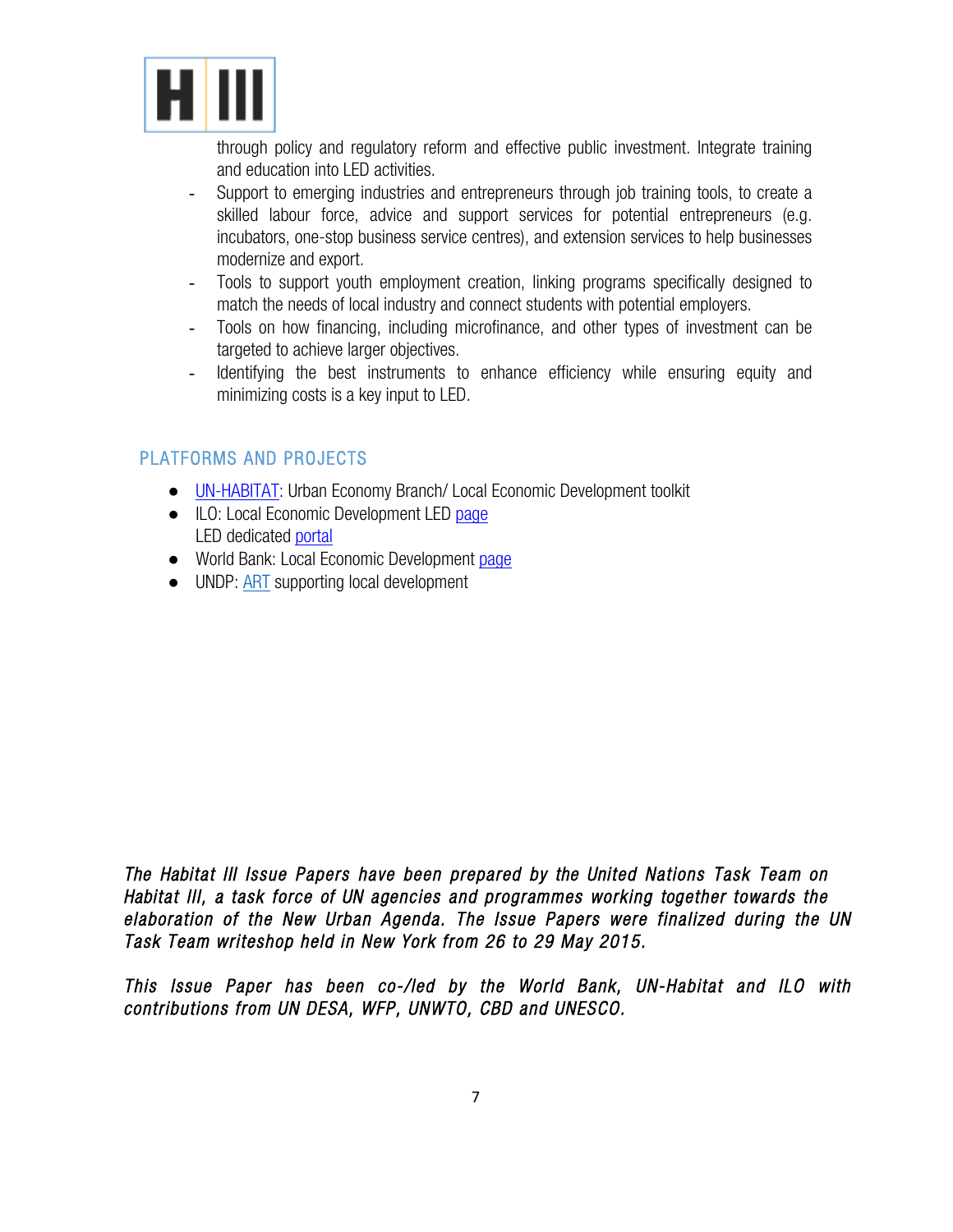through policy and regulatory reform and effective public investment. Integrate training and education into LED activities.

- Support to emerging industries and entrepreneurs through job training tools, to create a skilled labour force, advice and support services for potential entrepreneurs (e.g. incubators, one-stop business service centres), and extension services to help businesses modernize and export.
- Tools to support youth employment creation, linking programs specifically designed to match the needs of local industry and connect students with potential employers.
- Tools on how financing, including microfinance, and other types of investment can be targeted to achieve larger objectives.
- Identifying the best instruments to enhance efficiency while ensuring equity and minimizing costs is a key input to LED.

## PLATFORMS AND PROJECTS

- UN-HABITAT: Urban Economy Branch/ Local Economic Development toolkit
- ILO: Local Economic Development LED page
  LED dedicated portal
- World Bank: Local Economic Development page
- UNDP: ART supporting local development

*The Habitat III Issue Papers have been prepared by the United Nations Task Team on Habitat III, a task force of UN agencies and programmes working together towards the elaboration of the New Urban Agenda. The Issue Papers were finalized during the UN Task Team writeshop held in New York from 26 to 29 May 2015.*

*This Issue Paper has been co-/led by the World Bank, UN-Habitat and ILO with contributions from UN DESA, WFP, UNWTO, CBD and UNESCO.*